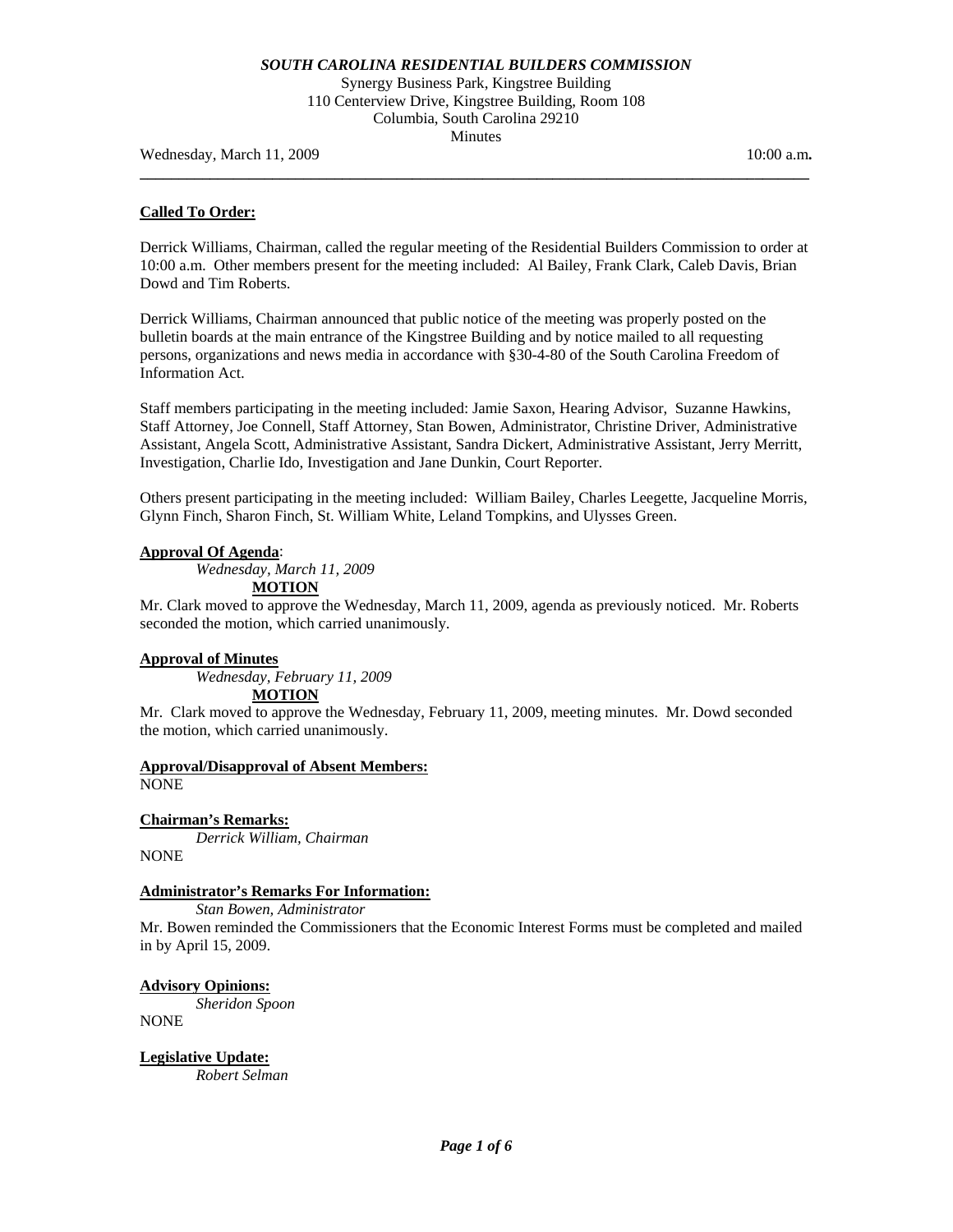***SOUTH CAROLINA RESIDENTIAL BUILDERS COMMISSION***

Synergy Business Park, Kingstree Building
110 Centerview Drive, Kingstree Building, Room 108
Columbia, South Carolina 29210
Minutes

Wednesday, March 11, 2009 10:00 a.m**.**

---

**Called To Order:**

Derrick Williams, Chairman, called the regular meeting of the Residential Builders Commission to order at 10:00 a.m. Other members present for the meeting included: Al Bailey, Frank Clark, Caleb Davis, Brian Dowd and Tim Roberts.

Derrick Williams, Chairman announced that public notice of the meeting was properly posted on the bulletin boards at the main entrance of the Kingstree Building and by notice mailed to all requesting persons, organizations and news media in accordance with §30-4-80 of the South Carolina Freedom of Information Act.

Staff members participating in the meeting included: Jamie Saxon, Hearing Advisor, Suzanne Hawkins, Staff Attorney, Joe Connell, Staff Attorney, Stan Bowen, Administrator, Christine Driver, Administrative Assistant, Angela Scott, Administrative Assistant, Sandra Dickert, Administrative Assistant, Jerry Merritt, Investigation, Charlie Ido, Investigation and Jane Dunkin, Court Reporter.

Others present participating in the meeting included: William Bailey, Charles Leegette, Jacqueline Morris, Glynn Finch, Sharon Finch, St. William White, Leland Tompkins, and Ulysses Green.

**Approval Of Agenda**:

*Wednesday, March 11, 2009*

**MOTION**

Mr. Clark moved to approve the Wednesday, March 11, 2009, agenda as previously noticed. Mr. Roberts seconded the motion, which carried unanimously.

**Approval of Minutes**

*Wednesday, February 11, 2009*

**MOTION**

Mr. Clark moved to approve the Wednesday, February 11, 2009, meeting minutes. Mr. Dowd seconded the motion, which carried unanimously.

**Approval/Disapproval of Absent Members:**

NONE

**Chairman's Remarks:**

*Derrick William, Chairman*

NONE

**Administrator's Remarks For Information:**

*Stan Bowen, Administrator*

Mr. Bowen reminded the Commissioners that the Economic Interest Forms must be completed and mailed in by April 15, 2009.

**Advisory Opinions:**

*Sheridon Spoon*

NONE

**Legislative Update:**

*Robert Selman*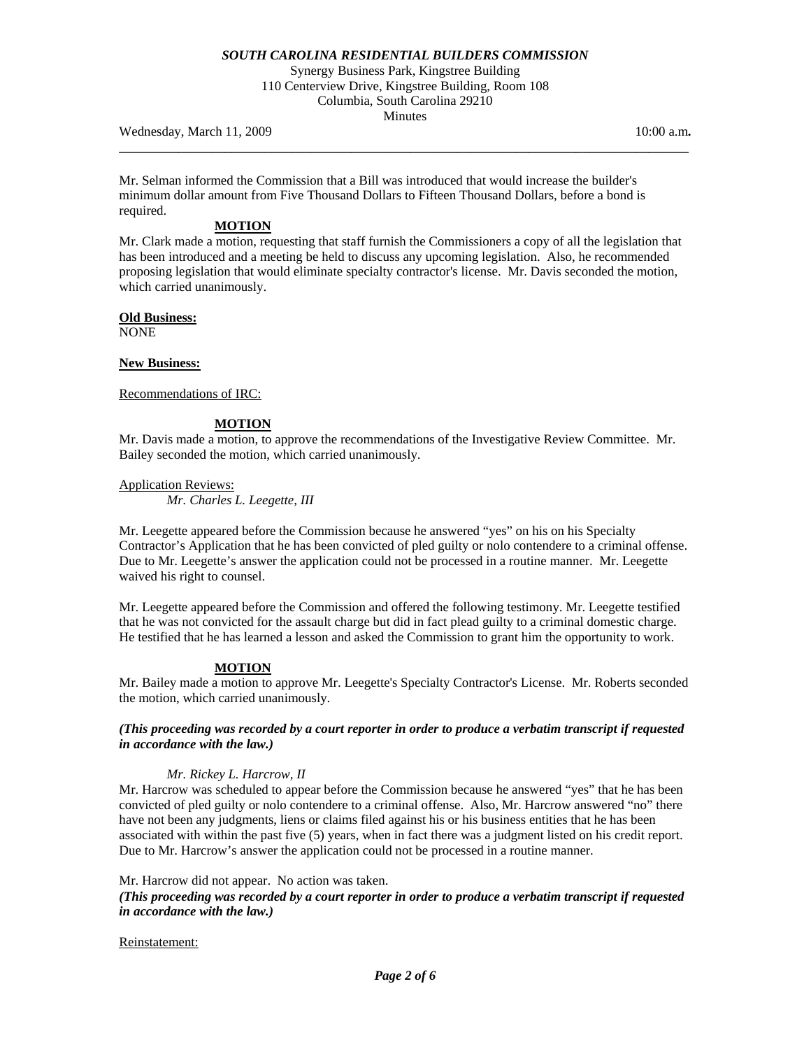Mr. Selman informed the Commission that a Bill was introduced that would increase the builder's minimum dollar amount from Five Thousand Dollars to Fifteen Thousand Dollars, before a bond is required.

**MOTION**

Mr. Clark made a motion, requesting that staff furnish the Commissioners a copy of all the legislation that has been introduced and a meeting be held to discuss any upcoming legislation. Also, he recommended proposing legislation that would eliminate specialty contractor's license. Mr. Davis seconded the motion, which carried unanimously.

**Old Business:**

NONE

**New Business:**

Recommendations of IRC:

**MOTION**

Mr. Davis made a motion, to approve the recommendations of the Investigative Review Committee. Mr. Bailey seconded the motion, which carried unanimously.

Application Reviews:

*Mr. Charles L. Leegette, III*

Mr. Leegette appeared before the Commission because he answered "yes" on his on his Specialty Contractor's Application that he has been convicted of pled guilty or nolo contendere to a criminal offense. Due to Mr. Leegette's answer the application could not be processed in a routine manner. Mr. Leegette waived his right to counsel.

Mr. Leegette appeared before the Commission and offered the following testimony. Mr. Leegette testified that he was not convicted for the assault charge but did in fact plead guilty to a criminal domestic charge. He testified that he has learned a lesson and asked the Commission to grant him the opportunity to work.

**MOTION**

Mr. Bailey made a motion to approve Mr. Leegette's Specialty Contractor's License. Mr. Roberts seconded the motion, which carried unanimously.

***(This proceeding was recorded by a court reporter in order to produce a verbatim transcript if requested in accordance with the law.)***

*Mr. Rickey L. Harcrow, II*

Mr. Harcrow was scheduled to appear before the Commission because he answered "yes" that he has been convicted of pled guilty or nolo contendere to a criminal offense. Also, Mr. Harcrow answered "no" there have not been any judgments, liens or claims filed against his or his business entities that he has been associated with within the past five (5) years, when in fact there was a judgment listed on his credit report. Due to Mr. Harcrow's answer the application could not be processed in a routine manner.

Mr. Harcrow did not appear. No action was taken.

***(This proceeding was recorded by a court reporter in order to produce a verbatim transcript if requested in accordance with the law.)***

Reinstatement: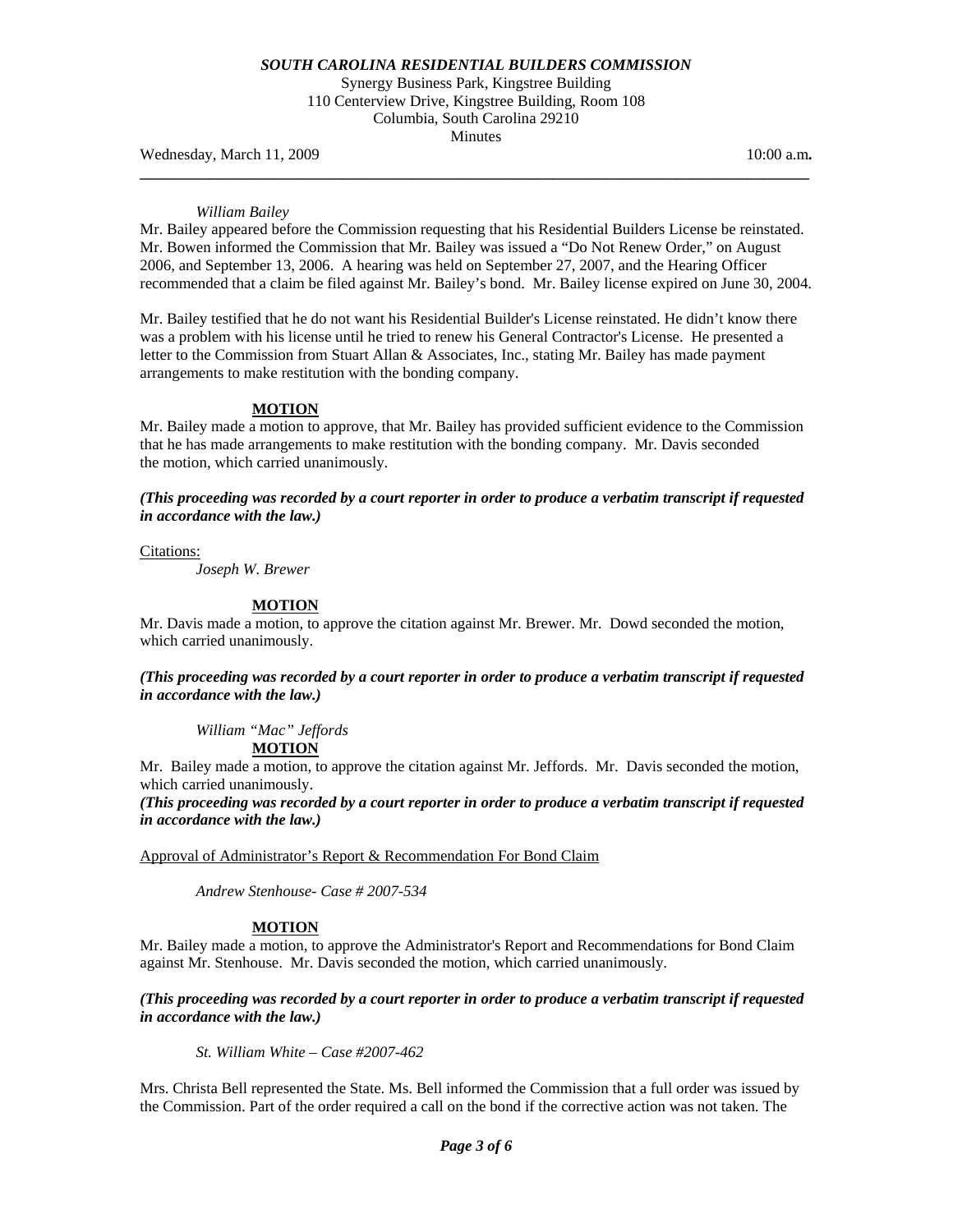*William Bailey*

Mr. Bailey appeared before the Commission requesting that his Residential Builders License be reinstated. Mr. Bowen informed the Commission that Mr. Bailey was issued a "Do Not Renew Order," on August 2006, and September 13, 2006. A hearing was held on September 27, 2007, and the Hearing Officer recommended that a claim be filed against Mr. Bailey's bond. Mr. Bailey license expired on June 30, 2004.

Mr. Bailey testified that he do not want his Residential Builder's License reinstated. He didn't know there was a problem with his license until he tried to renew his General Contractor's License. He presented a letter to the Commission from Stuart Allan & Associates, Inc., stating Mr. Bailey has made payment arrangements to make restitution with the bonding company.

**MOTION**

Mr. Bailey made a motion to approve, that Mr. Bailey has provided sufficient evidence to the Commission that he has made arrangements to make restitution with the bonding company. Mr. Davis seconded the motion, which carried unanimously.

***(This proceeding was recorded by a court reporter in order to produce a verbatim transcript if requested in accordance with the law.)***

Citations:

*Joseph W. Brewer*

**MOTION**

Mr. Davis made a motion, to approve the citation against Mr. Brewer. Mr. Dowd seconded the motion, which carried unanimously.

***(This proceeding was recorded by a court reporter in order to produce a verbatim transcript if requested in accordance with the law.)***

*William "Mac" Jeffords*

**MOTION**

Mr. Bailey made a motion, to approve the citation against Mr. Jeffords. Mr. Davis seconded the motion, which carried unanimously.

***(This proceeding was recorded by a court reporter in order to produce a verbatim transcript if requested in accordance with the law.)***

Approval of Administrator's Report & Recommendation For Bond Claim

*Andrew Stenhouse- Case # 2007-534*

**MOTION**

Mr. Bailey made a motion, to approve the Administrator's Report and Recommendations for Bond Claim against Mr. Stenhouse. Mr. Davis seconded the motion, which carried unanimously.

***(This proceeding was recorded by a court reporter in order to produce a verbatim transcript if requested in accordance with the law.)***

*St. William White – Case #2007-462*

Mrs. Christa Bell represented the State. Ms. Bell informed the Commission that a full order was issued by the Commission. Part of the order required a call on the bond if the corrective action was not taken. The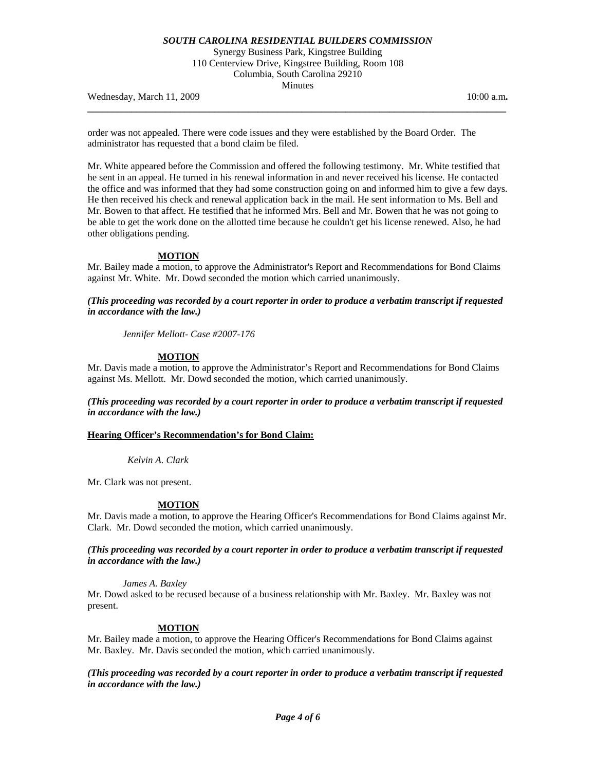order was not appealed. There were code issues and they were established by the Board Order. The administrator has requested that a bond claim be filed.

Mr. White appeared before the Commission and offered the following testimony. Mr. White testified that he sent in an appeal. He turned in his renewal information in and never received his license. He contacted the office and was informed that they had some construction going on and informed him to give a few days. He then received his check and renewal application back in the mail. He sent information to Ms. Bell and Mr. Bowen to that affect. He testified that he informed Mrs. Bell and Mr. Bowen that he was not going to be able to get the work done on the allotted time because he couldn't get his license renewed. Also, he had other obligations pending.

**MOTION**

Mr. Bailey made a motion, to approve the Administrator's Report and Recommendations for Bond Claims against Mr. White. Mr. Dowd seconded the motion which carried unanimously.

***(This proceeding was recorded by a court reporter in order to produce a verbatim transcript if requested in accordance with the law.)***

*Jennifer Mellott- Case #2007-176*

**MOTION**

Mr. Davis made a motion, to approve the Administrator's Report and Recommendations for Bond Claims against Ms. Mellott. Mr. Dowd seconded the motion, which carried unanimously.

***(This proceeding was recorded by a court reporter in order to produce a verbatim transcript if requested in accordance with the law.)***

**Hearing Officer's Recommendation's for Bond Claim:**

*Kelvin A. Clark*

Mr. Clark was not present.

**MOTION**

Mr. Davis made a motion, to approve the Hearing Officer's Recommendations for Bond Claims against Mr. Clark. Mr. Dowd seconded the motion, which carried unanimously.

***(This proceeding was recorded by a court reporter in order to produce a verbatim transcript if requested in accordance with the law.)***

*James A. Baxley*

Mr. Dowd asked to be recused because of a business relationship with Mr. Baxley. Mr. Baxley was not present.

**MOTION**

Mr. Bailey made a motion, to approve the Hearing Officer's Recommendations for Bond Claims against Mr. Baxley. Mr. Davis seconded the motion, which carried unanimously.

***(This proceeding was recorded by a court reporter in order to produce a verbatim transcript if requested in accordance with the law.)***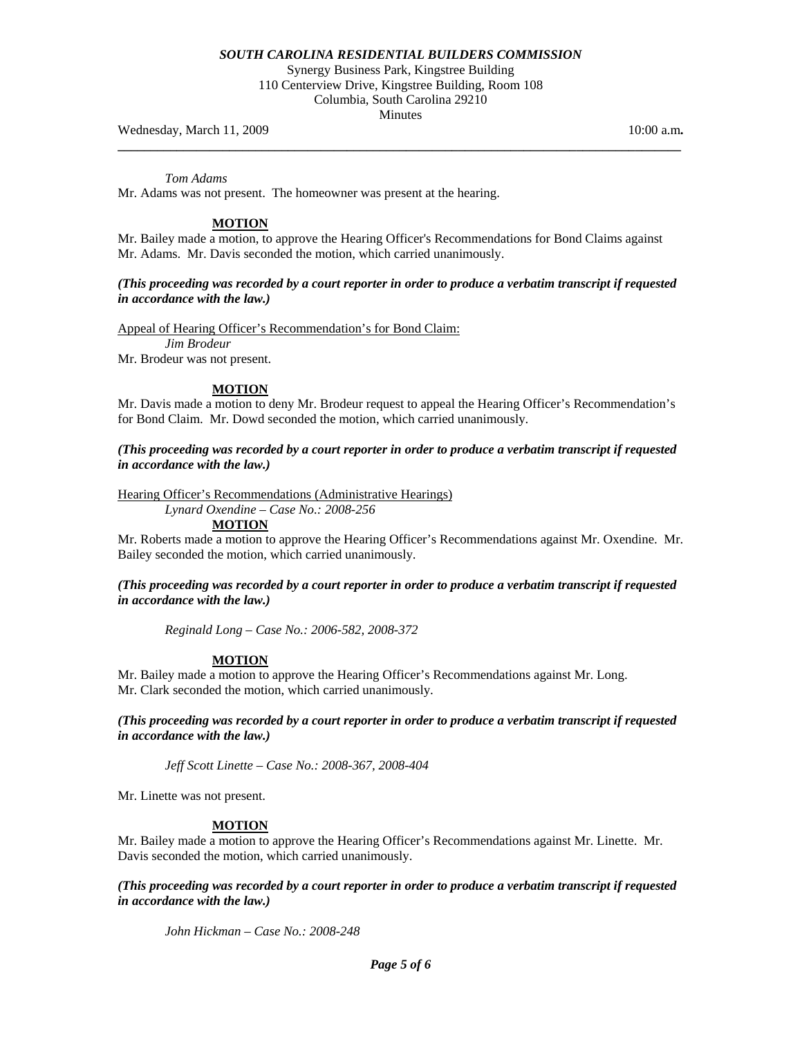*Tom Adams*

Mr. Adams was not present. The homeowner was present at the hearing.

**MOTION**

Mr. Bailey made a motion, to approve the Hearing Officer's Recommendations for Bond Claims against Mr. Adams. Mr. Davis seconded the motion, which carried unanimously.

***(This proceeding was recorded by a court reporter in order to produce a verbatim transcript if requested in accordance with the law.)***

Appeal of Hearing Officer's Recommendation's for Bond Claim:

*Jim Brodeur*

Mr. Brodeur was not present.

**MOTION**

Mr. Davis made a motion to deny Mr. Brodeur request to appeal the Hearing Officer's Recommendation's for Bond Claim. Mr. Dowd seconded the motion, which carried unanimously.

***(This proceeding was recorded by a court reporter in order to produce a verbatim transcript if requested in accordance with the law.)***

Hearing Officer's Recommendations (Administrative Hearings)

*Lynard Oxendine – Case No.: 2008-256*

**MOTION**

Mr. Roberts made a motion to approve the Hearing Officer's Recommendations against Mr. Oxendine. Mr. Bailey seconded the motion, which carried unanimously.

***(This proceeding was recorded by a court reporter in order to produce a verbatim transcript if requested in accordance with the law.)***

*Reginald Long – Case No.: 2006-582, 2008-372*

**MOTION**

Mr. Bailey made a motion to approve the Hearing Officer's Recommendations against Mr. Long. Mr. Clark seconded the motion, which carried unanimously.

***(This proceeding was recorded by a court reporter in order to produce a verbatim transcript if requested in accordance with the law.)***

*Jeff Scott Linette – Case No.: 2008-367, 2008-404*

Mr. Linette was not present.

**MOTION**

Mr. Bailey made a motion to approve the Hearing Officer's Recommendations against Mr. Linette. Mr. Davis seconded the motion, which carried unanimously.

***(This proceeding was recorded by a court reporter in order to produce a verbatim transcript if requested in accordance with the law.)***

*John Hickman – Case No.: 2008-248*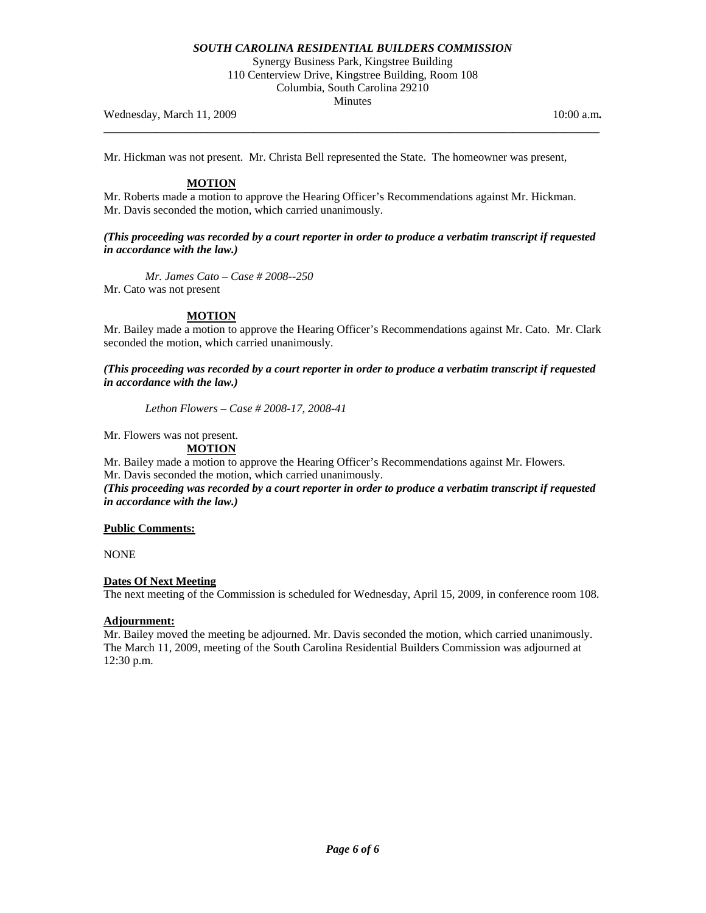Mr. Hickman was not present. Mr. Christa Bell represented the State. The homeowner was present,

**MOTION**

Mr. Roberts made a motion to approve the Hearing Officer's Recommendations against Mr. Hickman. Mr. Davis seconded the motion, which carried unanimously.

***(This proceeding was recorded by a court reporter in order to produce a verbatim transcript if requested in accordance with the law.)***

*Mr. James Cato – Case # 2008--250*

Mr. Cato was not present

**MOTION**

Mr. Bailey made a motion to approve the Hearing Officer's Recommendations against Mr. Cato. Mr. Clark seconded the motion, which carried unanimously.

***(This proceeding was recorded by a court reporter in order to produce a verbatim transcript if requested in accordance with the law.)***

*Lethon Flowers – Case # 2008-17, 2008-41*

Mr. Flowers was not present.

**MOTION**

Mr. Bailey made a motion to approve the Hearing Officer's Recommendations against Mr. Flowers. Mr. Davis seconded the motion, which carried unanimously.

***(This proceeding was recorded by a court reporter in order to produce a verbatim transcript if requested in accordance with the law.)***

**Public Comments:**

NONE

**Dates Of Next Meeting**

The next meeting of the Commission is scheduled for Wednesday, April 15, 2009, in conference room 108.

**Adjournment:**

Mr. Bailey moved the meeting be adjourned. Mr. Davis seconded the motion, which carried unanimously. The March 11, 2009, meeting of the South Carolina Residential Builders Commission was adjourned at 12:30 p.m.